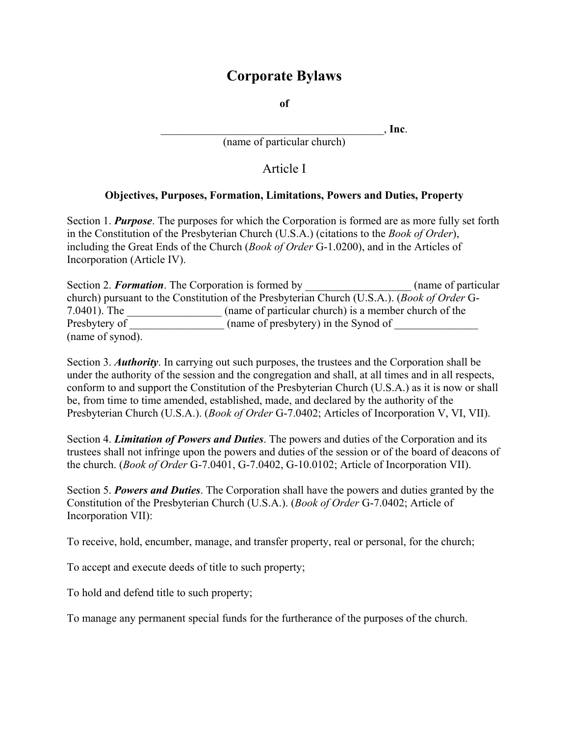# Corporate Bylaws

**of**

________________________________________, **Inc**.
(name of particular church)

## Article I

### Objectives, Purposes, Formation, Limitations, Powers and Duties, Property

Section 1. ***Purpose***. The purposes for which the Corporation is formed are as more fully set forth in the Constitution of the Presbyterian Church (U.S.A.) (citations to the *Book of Order*), including the Great Ends of the Church (*Book of Order* G-1.0200), and in the Articles of Incorporation (Article IV).

Section 2. ***Formation***. The Corporation is formed by ___________________ (name of particular church) pursuant to the Constitution of the Presbyterian Church (U.S.A.). (*Book of Order* G-7.0401). The _________________ (name of particular church) is a member church of the Presbytery of _________________ (name of presbytery) in the Synod of _______________ (name of synod).

Section 3. ***Authority***. In carrying out such purposes, the trustees and the Corporation shall be under the authority of the session and the congregation and shall, at all times and in all respects, conform to and support the Constitution of the Presbyterian Church (U.S.A.) as it is now or shall be, from time to time amended, established, made, and declared by the authority of the Presbyterian Church (U.S.A.). (*Book of Order* G-7.0402; Articles of Incorporation V, VI, VII).

Section 4. ***Limitation of Powers and Duties***. The powers and duties of the Corporation and its trustees shall not infringe upon the powers and duties of the session or of the board of deacons of the church. (*Book of Order* G-7.0401, G-7.0402, G-10.0102; Article of Incorporation VII).

Section 5. ***Powers and Duties***. The Corporation shall have the powers and duties granted by the Constitution of the Presbyterian Church (U.S.A.). (*Book of Order* G-7.0402; Article of Incorporation VII):

To receive, hold, encumber, manage, and transfer property, real or personal, for the church;

To accept and execute deeds of title to such property;

To hold and defend title to such property;

To manage any permanent special funds for the furtherance of the purposes of the church.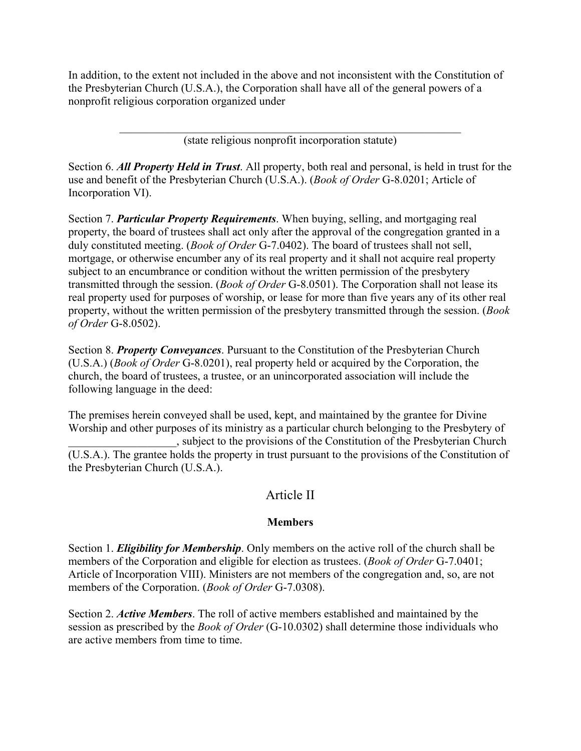In addition, to the extent not included in the above and not inconsistent with the Constitution of the Presbyterian Church (U.S.A.), the Corporation shall have all of the general powers of a nonprofit religious corporation organized under

_______________________________________________________________
(state religious nonprofit incorporation statute)

Section 6. ***All Property Held in Trust***. All property, both real and personal, is held in trust for the use and benefit of the Presbyterian Church (U.S.A.). (*Book of Order* G-8.0201; Article of Incorporation VI).

Section 7. ***Particular Property Requirements***. When buying, selling, and mortgaging real property, the board of trustees shall act only after the approval of the congregation granted in a duly constituted meeting. (*Book of Order* G-7.0402). The board of trustees shall not sell, mortgage, or otherwise encumber any of its real property and it shall not acquire real property subject to an encumbrance or condition without the written permission of the presbytery transmitted through the session. (*Book of Order* G-8.0501). The Corporation shall not lease its real property used for purposes of worship, or lease for more than five years any of its other real property, without the written permission of the presbytery transmitted through the session. (*Book of Order* G-8.0502).

Section 8. ***Property Conveyances***. Pursuant to the Constitution of the Presbyterian Church (U.S.A.) (*Book of Order* G-8.0201), real property held or acquired by the Corporation, the church, the board of trustees, a trustee, or an unincorporated association will include the following language in the deed:

The premises herein conveyed shall be used, kept, and maintained by the grantee for Divine Worship and other purposes of its ministry as a particular church belonging to the Presbytery of ___________________, subject to the provisions of the Constitution of the Presbyterian Church (U.S.A.). The grantee holds the property in trust pursuant to the provisions of the Constitution of the Presbyterian Church (U.S.A.).

## Article II

### Members

Section 1. ***Eligibility for Membership***. Only members on the active roll of the church shall be members of the Corporation and eligible for election as trustees. (*Book of Order* G-7.0401; Article of Incorporation VIII). Ministers are not members of the congregation and, so, are not members of the Corporation. (*Book of Order* G-7.0308).

Section 2. ***Active Members***. The roll of active members established and maintained by the session as prescribed by the *Book of Order* (G-10.0302) shall determine those individuals who are active members from time to time.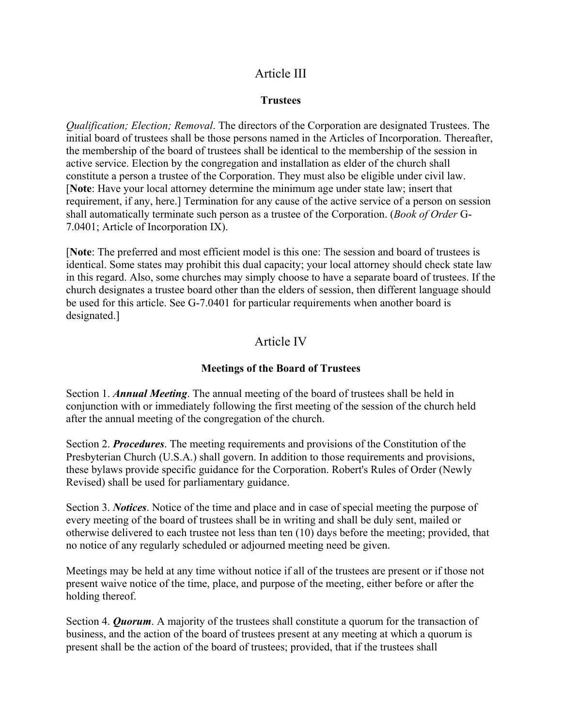# Article III

## Trustees

*Qualification; Election; Removal*. The directors of the Corporation are designated Trustees. The initial board of trustees shall be those persons named in the Articles of Incorporation. Thereafter, the membership of the board of trustees shall be identical to the membership of the session in active service. Election by the congregation and installation as elder of the church shall constitute a person a trustee of the Corporation. They must also be eligible under civil law. [**Note**: Have your local attorney determine the minimum age under state law; insert that requirement, if any, here.] Termination for any cause of the active service of a person on session shall automatically terminate such person as a trustee of the Corporation. (*Book of Order* G-7.0401; Article of Incorporation IX).

[**Note**: The preferred and most efficient model is this one: The session and board of trustees is identical. Some states may prohibit this dual capacity; your local attorney should check state law in this regard. Also, some churches may simply choose to have a separate board of trustees. If the church designates a trustee board other than the elders of session, then different language should be used for this article. See G-7.0401 for particular requirements when another board is designated.]

# Article IV

## Meetings of the Board of Trustees

Section 1. ***Annual Meeting***. The annual meeting of the board of trustees shall be held in conjunction with or immediately following the first meeting of the session of the church held after the annual meeting of the congregation of the church.

Section 2. ***Procedures***. The meeting requirements and provisions of the Constitution of the Presbyterian Church (U.S.A.) shall govern. In addition to those requirements and provisions, these bylaws provide specific guidance for the Corporation. Robert's Rules of Order (Newly Revised) shall be used for parliamentary guidance.

Section 3. ***Notices***. Notice of the time and place and in case of special meeting the purpose of every meeting of the board of trustees shall be in writing and shall be duly sent, mailed or otherwise delivered to each trustee not less than ten (10) days before the meeting; provided, that no notice of any regularly scheduled or adjourned meeting need be given.

Meetings may be held at any time without notice if all of the trustees are present or if those not present waive notice of the time, place, and purpose of the meeting, either before or after the holding thereof.

Section 4. ***Quorum***. A majority of the trustees shall constitute a quorum for the transaction of business, and the action of the board of trustees present at any meeting at which a quorum is present shall be the action of the board of trustees; provided, that if the trustees shall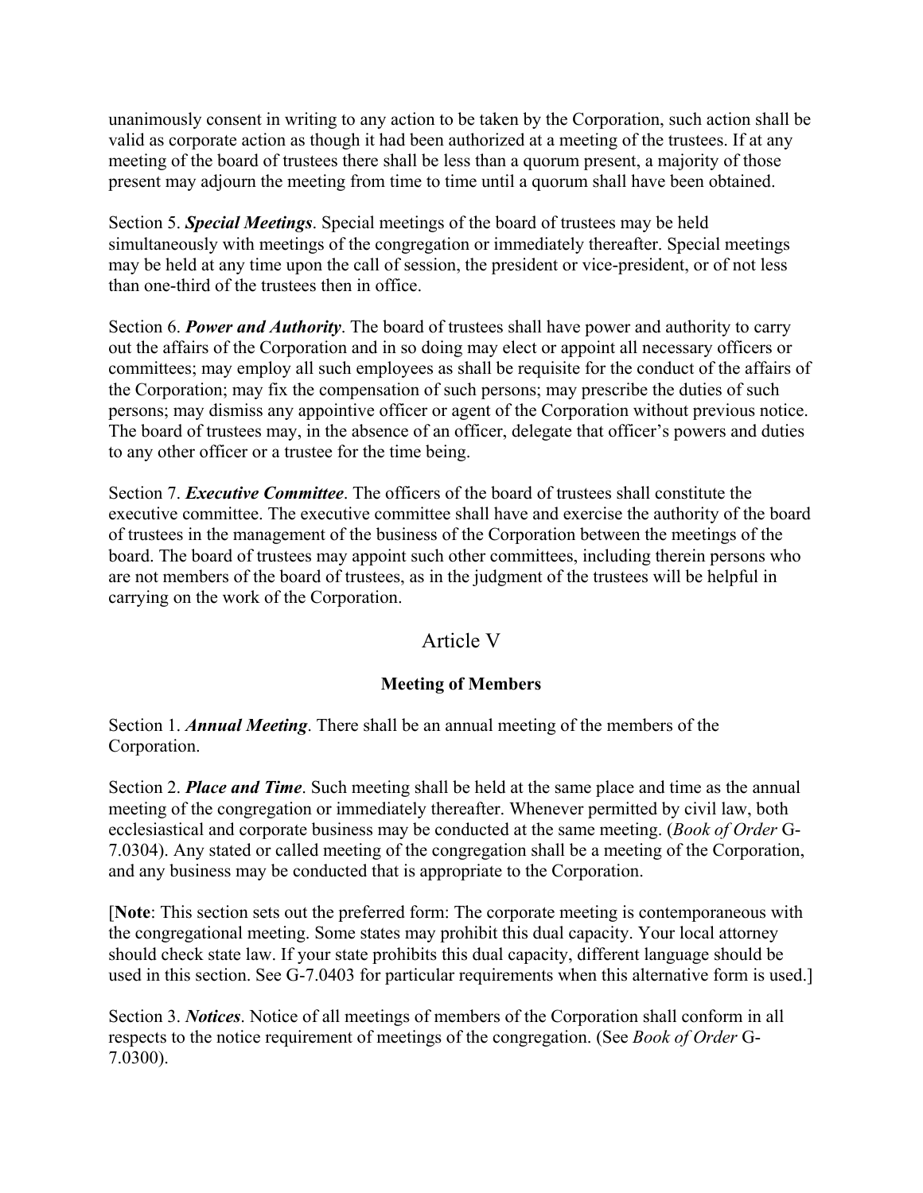unanimously consent in writing to any action to be taken by the Corporation, such action shall be valid as corporate action as though it had been authorized at a meeting of the trustees. If at any meeting of the board of trustees there shall be less than a quorum present, a majority of those present may adjourn the meeting from time to time until a quorum shall have been obtained.

Section 5. ***Special Meetings***. Special meetings of the board of trustees may be held simultaneously with meetings of the congregation or immediately thereafter. Special meetings may be held at any time upon the call of session, the president or vice-president, or of not less than one-third of the trustees then in office.

Section 6. ***Power and Authority***. The board of trustees shall have power and authority to carry out the affairs of the Corporation and in so doing may elect or appoint all necessary officers or committees; may employ all such employees as shall be requisite for the conduct of the affairs of the Corporation; may fix the compensation of such persons; may prescribe the duties of such persons; may dismiss any appointive officer or agent of the Corporation without previous notice. The board of trustees may, in the absence of an officer, delegate that officer's powers and duties to any other officer or a trustee for the time being.

Section 7. ***Executive Committee***. The officers of the board of trustees shall constitute the executive committee. The executive committee shall have and exercise the authority of the board of trustees in the management of the business of the Corporation between the meetings of the board. The board of trustees may appoint such other committees, including therein persons who are not members of the board of trustees, as in the judgment of the trustees will be helpful in carrying on the work of the Corporation.

## Article V

### Meeting of Members

Section 1. ***Annual Meeting***. There shall be an annual meeting of the members of the Corporation.

Section 2. ***Place and Time***. Such meeting shall be held at the same place and time as the annual meeting of the congregation or immediately thereafter. Whenever permitted by civil law, both ecclesiastical and corporate business may be conducted at the same meeting. (*Book of Order* G-7.0304). Any stated or called meeting of the congregation shall be a meeting of the Corporation, and any business may be conducted that is appropriate to the Corporation.

[**Note**: This section sets out the preferred form: The corporate meeting is contemporaneous with the congregational meeting. Some states may prohibit this dual capacity. Your local attorney should check state law. If your state prohibits this dual capacity, different language should be used in this section. See G-7.0403 for particular requirements when this alternative form is used.]

Section 3. ***Notices***. Notice of all meetings of members of the Corporation shall conform in all respects to the notice requirement of meetings of the congregation. (See *Book of Order* G-7.0300).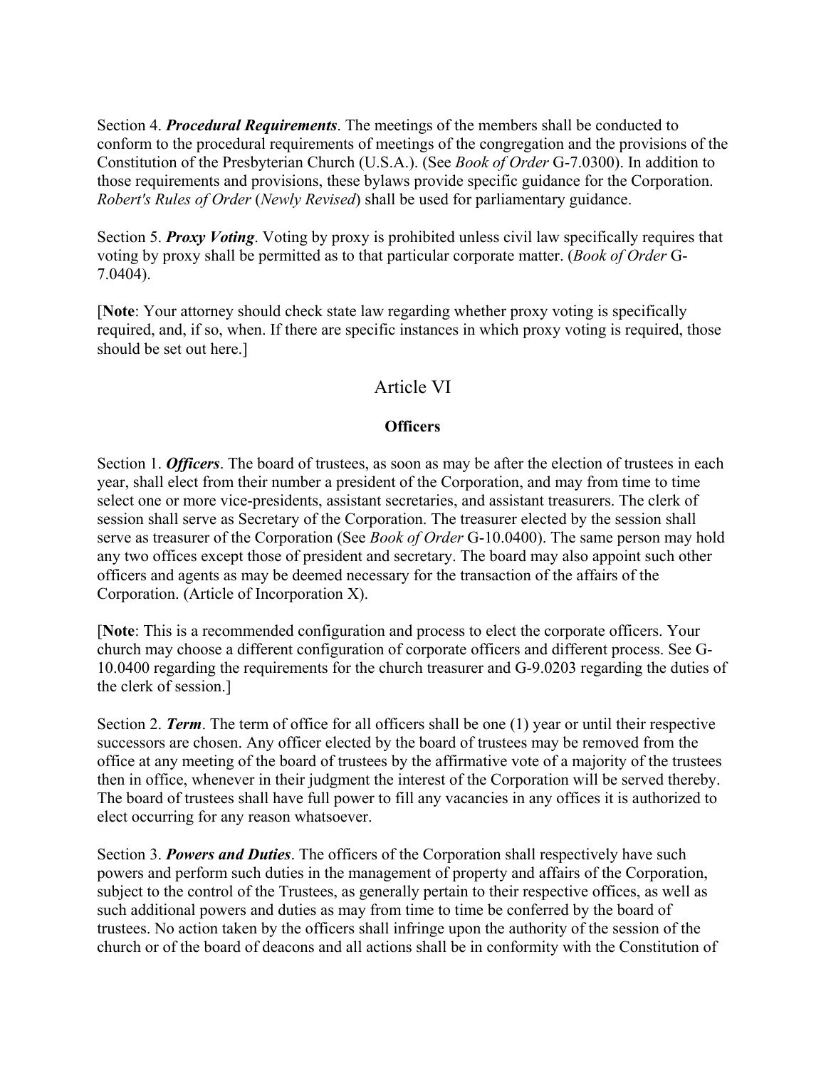Section 4. ***Procedural Requirements***. The meetings of the members shall be conducted to conform to the procedural requirements of meetings of the congregation and the provisions of the Constitution of the Presbyterian Church (U.S.A.). (See *Book of Order* G-7.0300). In addition to those requirements and provisions, these bylaws provide specific guidance for the Corporation. *Robert's Rules of Order* (*Newly Revised*) shall be used for parliamentary guidance.

Section 5. ***Proxy Voting***. Voting by proxy is prohibited unless civil law specifically requires that voting by proxy shall be permitted as to that particular corporate matter. (*Book of Order* G-7.0404).

[**Note**: Your attorney should check state law regarding whether proxy voting is specifically required, and, if so, when. If there are specific instances in which proxy voting is required, those should be set out here.]

## Article VI

### Officers

Section 1. ***Officers***. The board of trustees, as soon as may be after the election of trustees in each year, shall elect from their number a president of the Corporation, and may from time to time select one or more vice-presidents, assistant secretaries, and assistant treasurers. The clerk of session shall serve as Secretary of the Corporation. The treasurer elected by the session shall serve as treasurer of the Corporation (See *Book of Order* G-10.0400). The same person may hold any two offices except those of president and secretary. The board may also appoint such other officers and agents as may be deemed necessary for the transaction of the affairs of the Corporation. (Article of Incorporation X).

[**Note**: This is a recommended configuration and process to elect the corporate officers. Your church may choose a different configuration of corporate officers and different process. See G-10.0400 regarding the requirements for the church treasurer and G-9.0203 regarding the duties of the clerk of session.]

Section 2. ***Term***. The term of office for all officers shall be one (1) year or until their respective successors are chosen. Any officer elected by the board of trustees may be removed from the office at any meeting of the board of trustees by the affirmative vote of a majority of the trustees then in office, whenever in their judgment the interest of the Corporation will be served thereby. The board of trustees shall have full power to fill any vacancies in any offices it is authorized to elect occurring for any reason whatsoever.

Section 3. ***Powers and Duties***. The officers of the Corporation shall respectively have such powers and perform such duties in the management of property and affairs of the Corporation, subject to the control of the Trustees, as generally pertain to their respective offices, as well as such additional powers and duties as may from time to time be conferred by the board of trustees. No action taken by the officers shall infringe upon the authority of the session of the church or of the board of deacons and all actions shall be in conformity with the Constitution of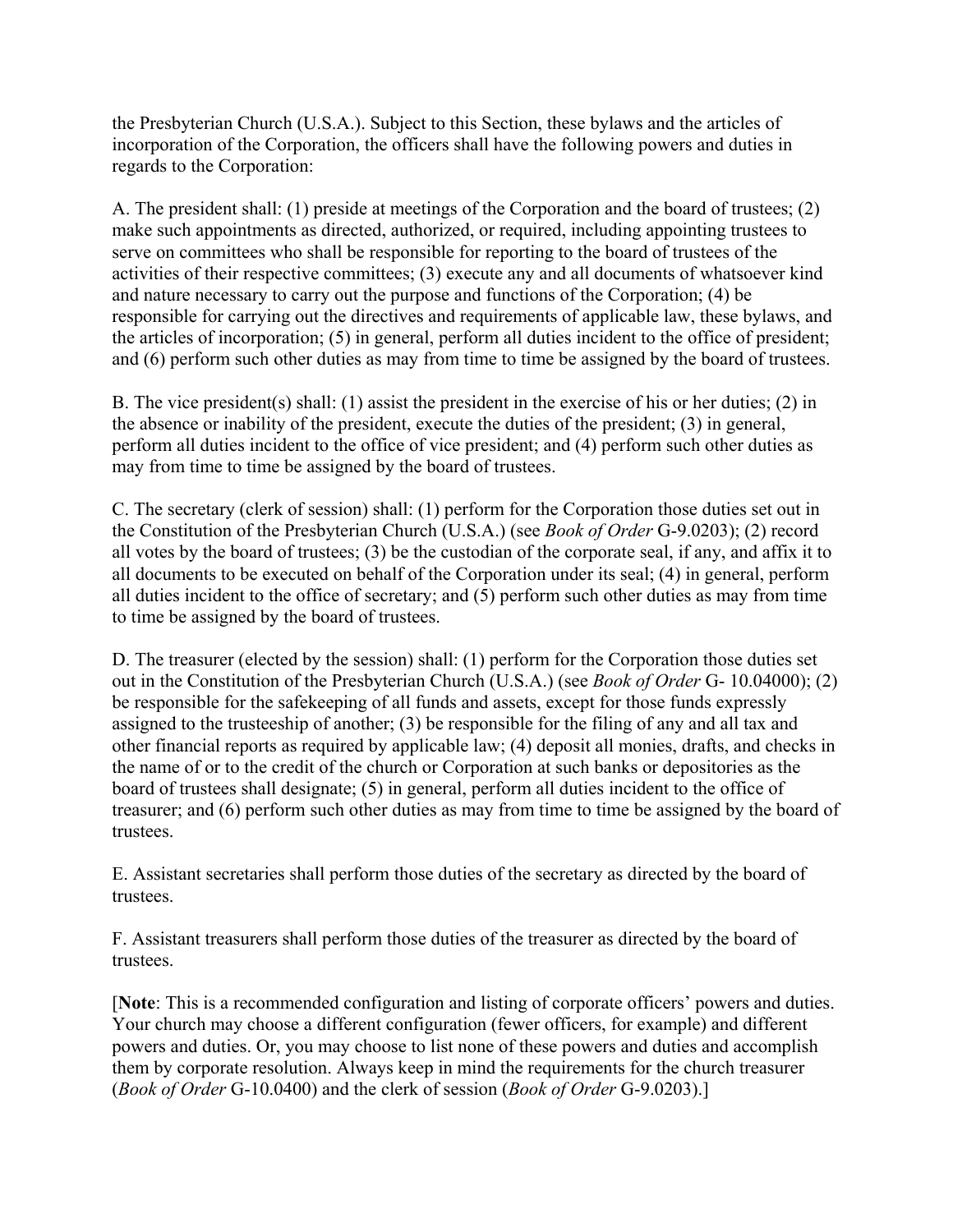the Presbyterian Church (U.S.A.). Subject to this Section, these bylaws and the articles of incorporation of the Corporation, the officers shall have the following powers and duties in regards to the Corporation:

A. The president shall: (1) preside at meetings of the Corporation and the board of trustees; (2) make such appointments as directed, authorized, or required, including appointing trustees to serve on committees who shall be responsible for reporting to the board of trustees of the activities of their respective committees; (3) execute any and all documents of whatsoever kind and nature necessary to carry out the purpose and functions of the Corporation; (4) be responsible for carrying out the directives and requirements of applicable law, these bylaws, and the articles of incorporation; (5) in general, perform all duties incident to the office of president; and (6) perform such other duties as may from time to time be assigned by the board of trustees.

B. The vice president(s) shall: (1) assist the president in the exercise of his or her duties; (2) in the absence or inability of the president, execute the duties of the president; (3) in general, perform all duties incident to the office of vice president; and (4) perform such other duties as may from time to time be assigned by the board of trustees.

C. The secretary (clerk of session) shall: (1) perform for the Corporation those duties set out in the Constitution of the Presbyterian Church (U.S.A.) (see *Book of Order* G-9.0203); (2) record all votes by the board of trustees; (3) be the custodian of the corporate seal, if any, and affix it to all documents to be executed on behalf of the Corporation under its seal; (4) in general, perform all duties incident to the office of secretary; and (5) perform such other duties as may from time to time be assigned by the board of trustees.

D. The treasurer (elected by the session) shall: (1) perform for the Corporation those duties set out in the Constitution of the Presbyterian Church (U.S.A.) (see *Book of Order* G- 10.04000); (2) be responsible for the safekeeping of all funds and assets, except for those funds expressly assigned to the trusteeship of another; (3) be responsible for the filing of any and all tax and other financial reports as required by applicable law; (4) deposit all monies, drafts, and checks in the name of or to the credit of the church or Corporation at such banks or depositories as the board of trustees shall designate; (5) in general, perform all duties incident to the office of treasurer; and (6) perform such other duties as may from time to time be assigned by the board of trustees.

E. Assistant secretaries shall perform those duties of the secretary as directed by the board of trustees.

F. Assistant treasurers shall perform those duties of the treasurer as directed by the board of trustees.

[**Note**: This is a recommended configuration and listing of corporate officers' powers and duties. Your church may choose a different configuration (fewer officers, for example) and different powers and duties. Or, you may choose to list none of these powers and duties and accomplish them by corporate resolution. Always keep in mind the requirements for the church treasurer (*Book of Order* G-10.0400) and the clerk of session (*Book of Order* G-9.0203).]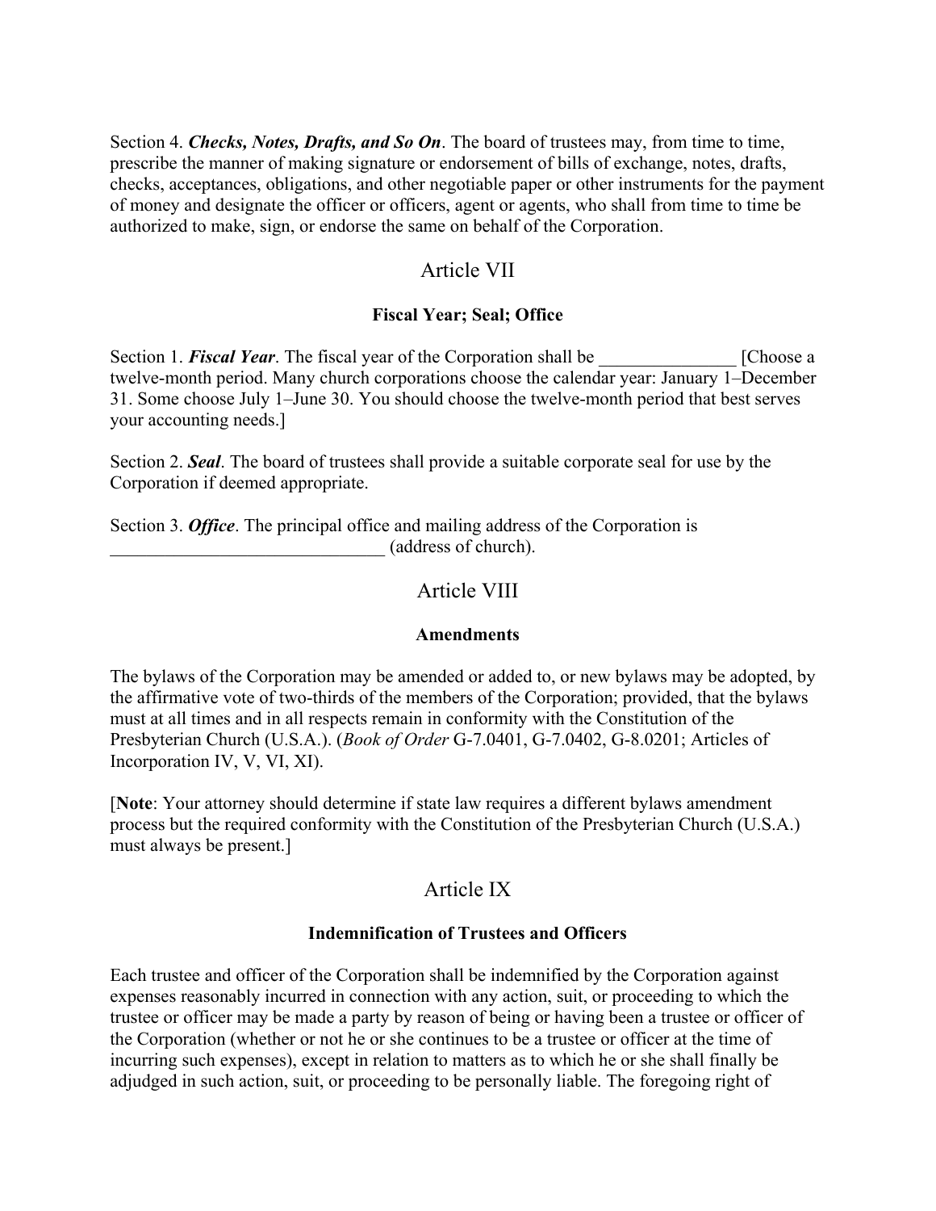Section 4. ***Checks, Notes, Drafts, and So On***. The board of trustees may, from time to time, prescribe the manner of making signature or endorsement of bills of exchange, notes, drafts, checks, acceptances, obligations, and other negotiable paper or other instruments for the payment of money and designate the officer or officers, agent or agents, who shall from time to time be authorized to make, sign, or endorse the same on behalf of the Corporation.

## Article VII

### Fiscal Year; Seal; Office

Section 1. ***Fiscal Year***. The fiscal year of the Corporation shall be _______________ [Choose a twelve-month period. Many church corporations choose the calendar year: January 1–December 31. Some choose July 1–June 30. You should choose the twelve-month period that best serves your accounting needs.]

Section 2. ***Seal***. The board of trustees shall provide a suitable corporate seal for use by the Corporation if deemed appropriate.

Section 3. ***Office***. The principal office and mailing address of the Corporation is ______________________________ (address of church).

## Article VIII

### Amendments

The bylaws of the Corporation may be amended or added to, or new bylaws may be adopted, by the affirmative vote of two-thirds of the members of the Corporation; provided, that the bylaws must at all times and in all respects remain in conformity with the Constitution of the Presbyterian Church (U.S.A.). (*Book of Order* G-7.0401, G-7.0402, G-8.0201; Articles of Incorporation IV, V, VI, XI).

[**Note**: Your attorney should determine if state law requires a different bylaws amendment process but the required conformity with the Constitution of the Presbyterian Church (U.S.A.) must always be present.]

## Article IX

### Indemnification of Trustees and Officers

Each trustee and officer of the Corporation shall be indemnified by the Corporation against expenses reasonably incurred in connection with any action, suit, or proceeding to which the trustee or officer may be made a party by reason of being or having been a trustee or officer of the Corporation (whether or not he or she continues to be a trustee or officer at the time of incurring such expenses), except in relation to matters as to which he or she shall finally be adjudged in such action, suit, or proceeding to be personally liable. The foregoing right of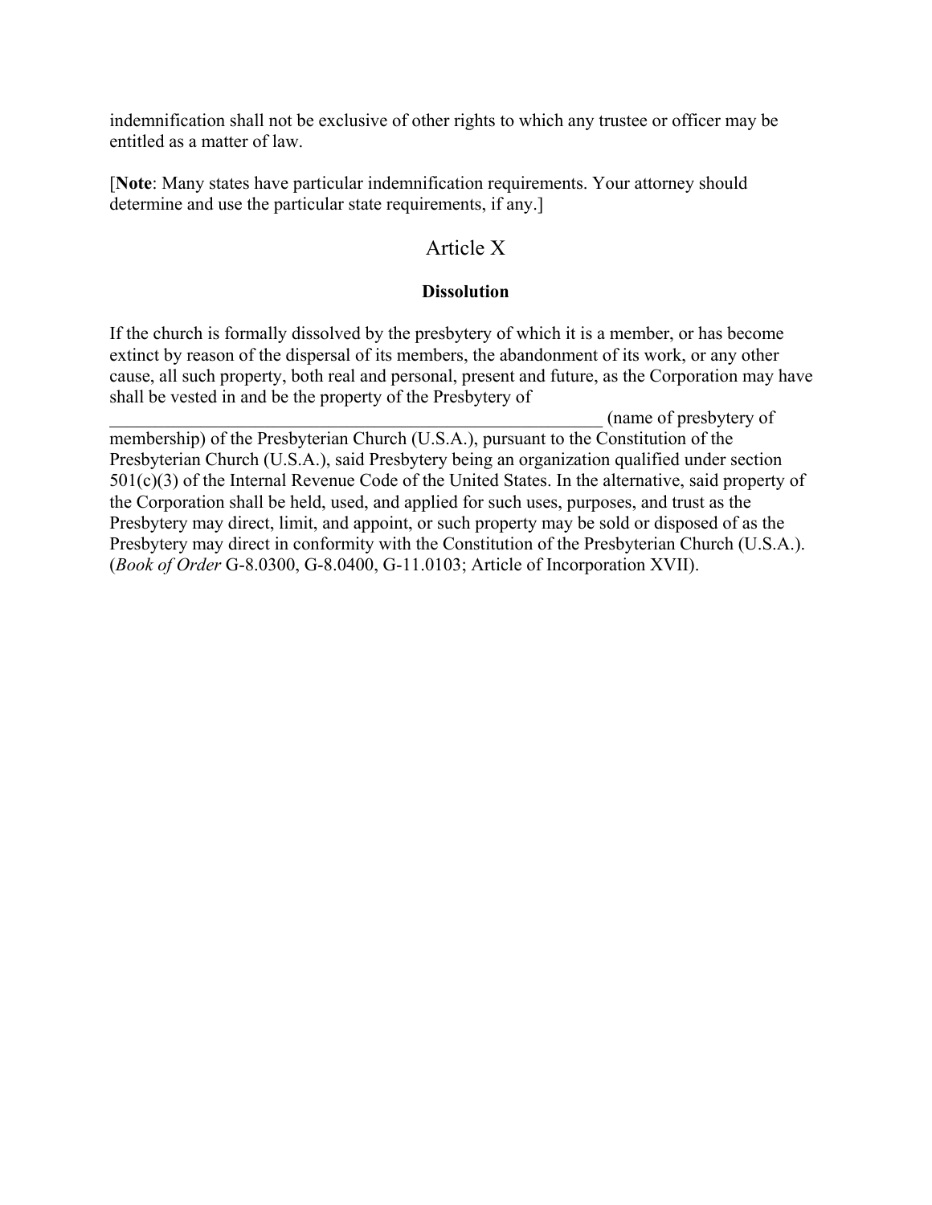indemnification shall not be exclusive of other rights to which any trustee or officer may be entitled as a matter of law.

[**Note**: Many states have particular indemnification requirements. Your attorney should determine and use the particular state requirements, if any.]

## Article X

### Dissolution

If the church is formally dissolved by the presbytery of which it is a member, or has become extinct by reason of the dispersal of its members, the abandonment of its work, or any other cause, all such property, both real and personal, present and future, as the Corporation may have shall be vested in and be the property of the Presbytery of _________________________________________________________ (name of presbytery of membership) of the Presbyterian Church (U.S.A.), pursuant to the Constitution of the Presbyterian Church (U.S.A.), said Presbytery being an organization qualified under section 501(c)(3) of the Internal Revenue Code of the United States. In the alternative, said property of the Corporation shall be held, used, and applied for such uses, purposes, and trust as the Presbytery may direct, limit, and appoint, or such property may be sold or disposed of as the Presbytery may direct in conformity with the Constitution of the Presbyterian Church (U.S.A.). (*Book of Order* G-8.0300, G-8.0400, G-11.0103; Article of Incorporation XVII).